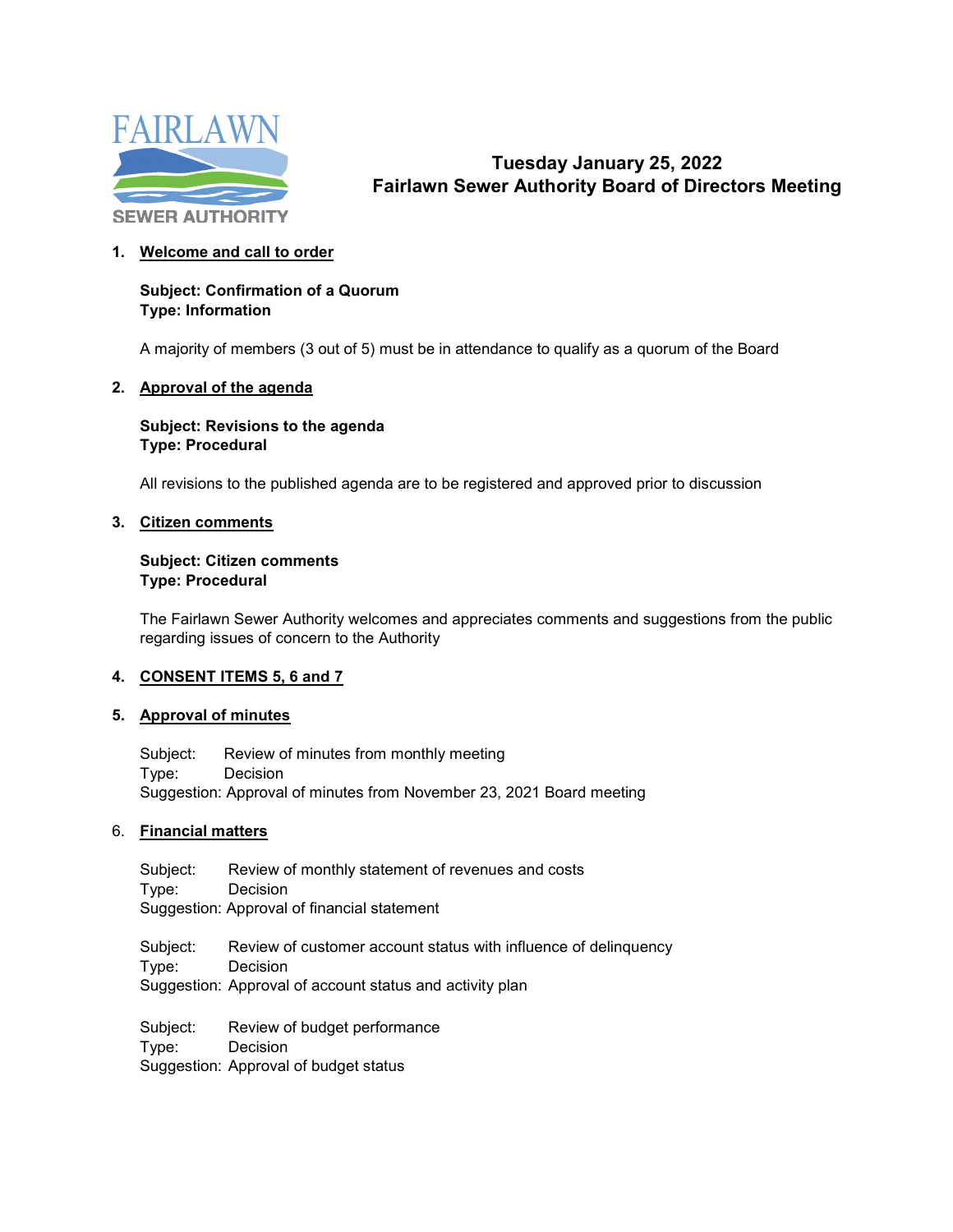FAIRLAWN SEWER AUTHORITY

# Tuesday January 25, 2022
# Fairlawn Sewer Authority Board of Directors Meeting

1. **Welcome and call to order**

   **Subject: Confirmation of a Quorum**
   **Type: Information**

   A majority of members (3 out of 5) must be in attendance to qualify as a quorum of the Board

2. **Approval of the agenda**

   **Subject: Revisions to the agenda**
   **Type: Procedural**

   All revisions to the published agenda are to be registered and approved prior to discussion

3. **Citizen comments**

   **Subject: Citizen comments**
   **Type: Procedural**

   The Fairlawn Sewer Authority welcomes and appreciates comments and suggestions from the public regarding issues of concern to the Authority

4. **CONSENT ITEMS 5, 6 and 7**

5. **Approval of minutes**

   Subject: Review of minutes from monthly meeting
   Type: Decision
   Suggestion: Approval of minutes from November 23, 2021 Board meeting

6. **Financial matters**

   Subject: Review of monthly statement of revenues and costs
   Type: Decision
   Suggestion: Approval of financial statement

   Subject: Review of customer account status with influence of delinquency
   Type: Decision
   Suggestion: Approval of account status and activity plan

   Subject: Review of budget performance
   Type: Decision
   Suggestion: Approval of budget status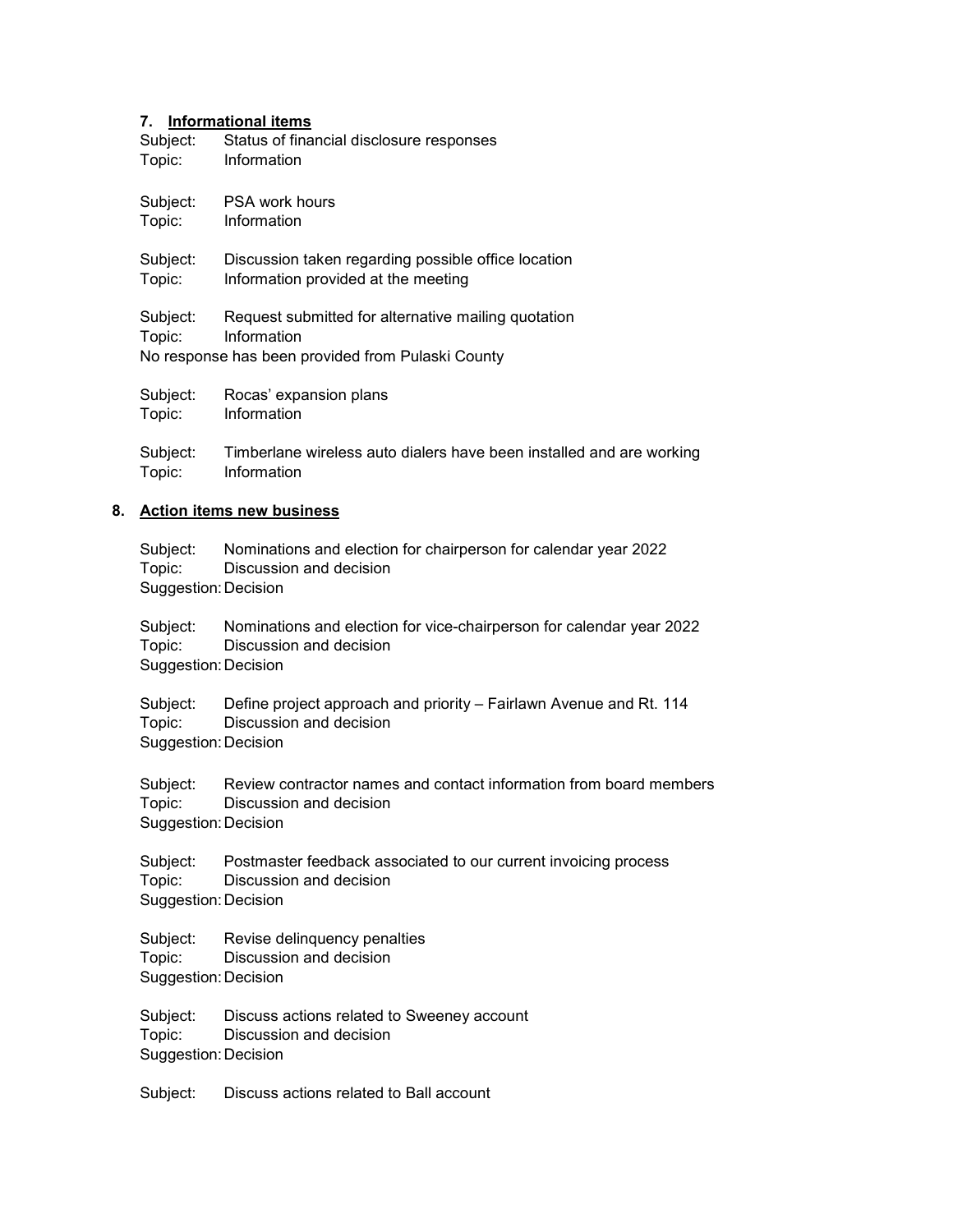## 7. Informational items

Subject: Status of financial disclosure responses
Topic: Information

Subject: PSA work hours
Topic: Information

Subject: Discussion taken regarding possible office location
Topic: Information provided at the meeting

Subject: Request submitted for alternative mailing quotation
Topic: Information
No response has been provided from Pulaski County

Subject: Rocas' expansion plans
Topic: Information

Subject: Timberlane wireless auto dialers have been installed and are working
Topic: Information

## 8. Action items new business

Subject: Nominations and election for chairperson for calendar year 2022
Topic: Discussion and decision
Suggestion: Decision

Subject: Nominations and election for vice-chairperson for calendar year 2022
Topic: Discussion and decision
Suggestion: Decision

Subject: Define project approach and priority – Fairlawn Avenue and Rt. 114
Topic: Discussion and decision
Suggestion: Decision

Subject: Review contractor names and contact information from board members
Topic: Discussion and decision
Suggestion: Decision

Subject: Postmaster feedback associated to our current invoicing process
Topic: Discussion and decision
Suggestion: Decision

Subject: Revise delinquency penalties
Topic: Discussion and decision
Suggestion: Decision

Subject: Discuss actions related to Sweeney account
Topic: Discussion and decision
Suggestion: Decision

Subject: Discuss actions related to Ball account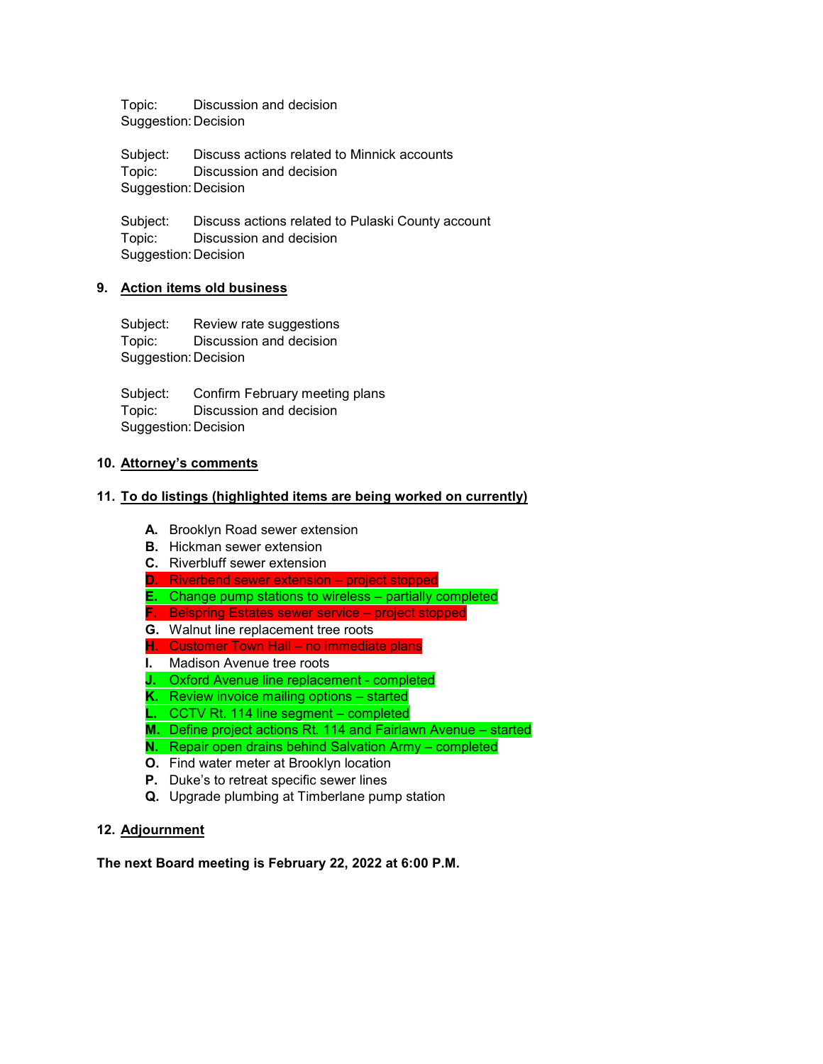Topic: Discussion and decision
Suggestion: Decision

Subject: Discuss actions related to Minnick accounts
Topic: Discussion and decision
Suggestion: Decision

Subject: Discuss actions related to Pulaski County account
Topic: Discussion and decision
Suggestion: Decision

## 9. Action items old business

Subject: Review rate suggestions
Topic: Discussion and decision
Suggestion: Decision

Subject: Confirm February meeting plans
Topic: Discussion and decision
Suggestion: Decision

## 10. Attorney's comments

## 11. To do listings (highlighted items are being worked on currently)

- **A.** Brooklyn Road sewer extension
- **B.** Hickman sewer extension
- **C.** Riverbluff sewer extension
- **D.** Riverbend sewer extension – project stopped
- **E.** Change pump stations to wireless – partially completed
- **F.** Belspring Estates sewer service – project stopped
- **G.** Walnut line replacement tree roots
- **H.** Customer Town Hall – no immediate plans
- **I.** Madison Avenue tree roots
- **J.** Oxford Avenue line replacement - completed
- **K.** Review invoice mailing options – started
- **L.** CCTV Rt. 114 line segment – completed
- **M.** Define project actions Rt. 114 and Fairlawn Avenue – started
- **N.** Repair open drains behind Salvation Army – completed
- **O.** Find water meter at Brooklyn location
- **P.** Duke's to retreat specific sewer lines
- **Q.** Upgrade plumbing at Timberlane pump station

## 12. Adjournment

**The next Board meeting is February 22, 2022 at 6:00 P.M.**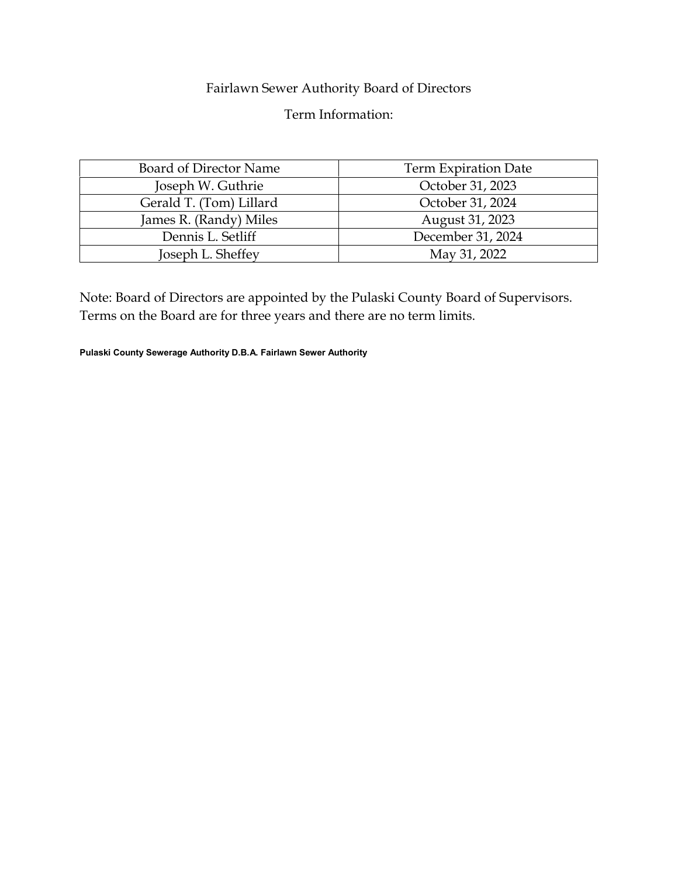Fairlawn Sewer Authority Board of Directors

Term Information:

| Board of Director Name | Term Expiration Date |
|---|---|
| Joseph W. Guthrie | October 31, 2023 |
| Gerald T. (Tom) Lillard | October 31, 2024 |
| James R. (Randy) Miles | August 31, 2023 |
| Dennis L. Setliff | December 31, 2024 |
| Joseph L. Sheffey | May 31, 2022 |

Note: Board of Directors are appointed by the Pulaski County Board of Supervisors. Terms on the Board are for three years and there are no term limits.

**Pulaski County Sewerage Authority D.B.A. Fairlawn Sewer Authority**